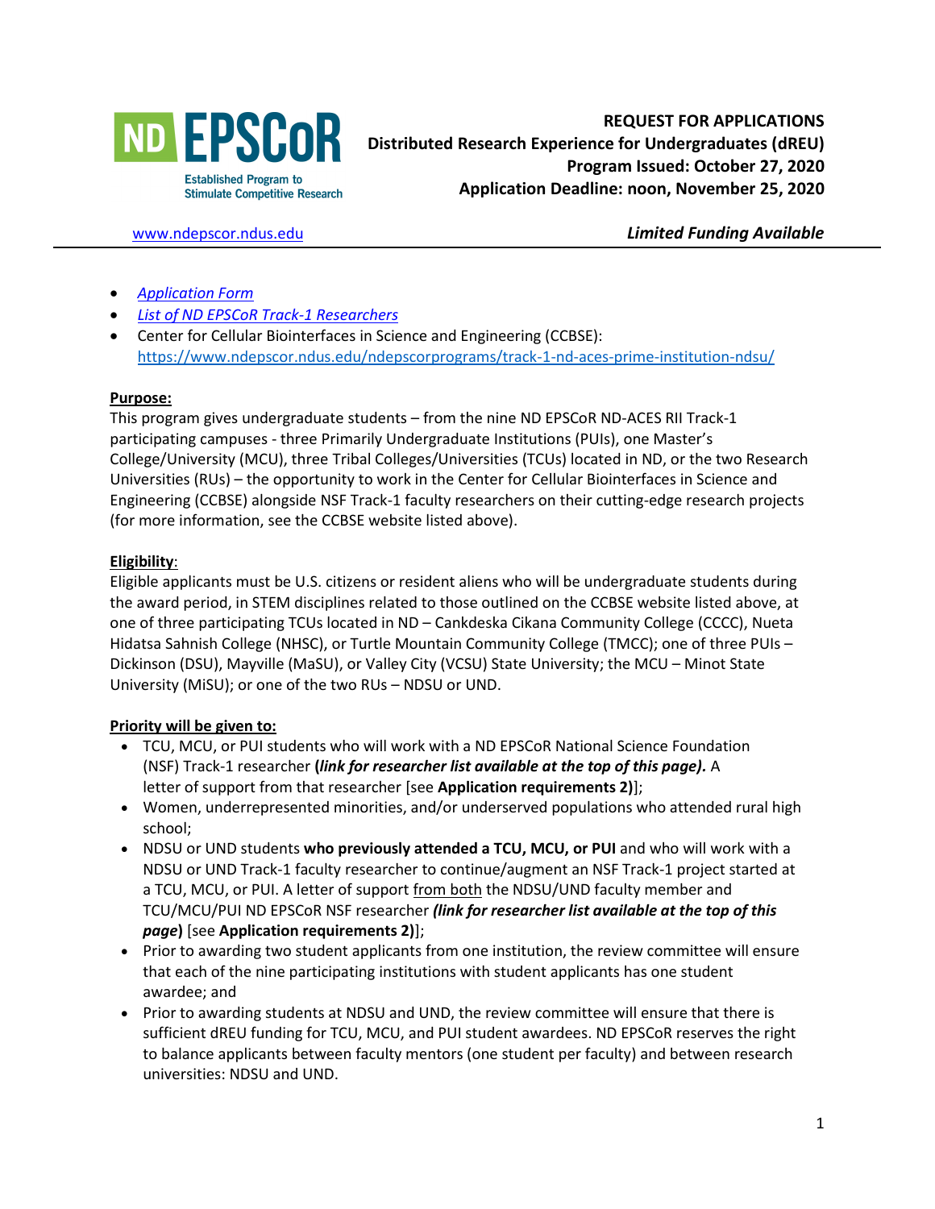ND EPSCoR
Established Program to Stimulate Competitive Research

**REQUEST FOR APPLICATIONS**
**Distributed Research Experience for Undergraduates (dREU)**
**Program Issued: October 27, 2020**
**Application Deadline: noon, November 25, 2020**

www.ndepscor.ndus.edu

***Limited Funding Available***

---

- *Application Form*
- *List of ND EPSCoR Track-1 Researchers*
- Center for Cellular Biointerfaces in Science and Engineering (CCBSE): https://www.ndepscor.ndus.edu/ndepscorprograms/track-1-nd-aces-prime-institution-ndsu/

**Purpose:**

This program gives undergraduate students – from the nine ND EPSCoR ND-ACES RII Track-1 participating campuses - three Primarily Undergraduate Institutions (PUIs), one Master's College/University (MCU), three Tribal Colleges/Universities (TCUs) located in ND, or the two Research Universities (RUs) – the opportunity to work in the Center for Cellular Biointerfaces in Science and Engineering (CCBSE) alongside NSF Track-1 faculty researchers on their cutting-edge research projects (for more information, see the CCBSE website listed above).

**Eligibility**:

Eligible applicants must be U.S. citizens or resident aliens who will be undergraduate students during the award period, in STEM disciplines related to those outlined on the CCBSE website listed above, at one of three participating TCUs located in ND – Cankdeska Cikana Community College (CCCC), Nueta Hidatsa Sahnish College (NHSC), or Turtle Mountain Community College (TMCC); one of three PUIs – Dickinson (DSU), Mayville (MaSU), or Valley City (VCSU) State University; the MCU – Minot State University (MiSU); or one of the two RUs – NDSU or UND.

**Priority will be given to:**

- TCU, MCU, or PUI students who will work with a ND EPSCoR National Science Foundation (NSF) Track-1 researcher **(*link for researcher list available at the top of this page).*** A letter of support from that researcher [see **Application requirements 2)**];
- Women, underrepresented minorities, and/or underserved populations who attended rural high school;
- NDSU or UND students **who previously attended a TCU, MCU, or PUI** and who will work with a NDSU or UND Track-1 faculty researcher to continue/augment an NSF Track-1 project started at a TCU, MCU, or PUI. A letter of support from both the NDSU/UND faculty member and TCU/MCU/PUI ND EPSCoR NSF researcher ***(link for researcher list available at the top of this page)*** [see **Application requirements 2)**];
- Prior to awarding two student applicants from one institution, the review committee will ensure that each of the nine participating institutions with student applicants has one student awardee; and
- Prior to awarding students at NDSU and UND, the review committee will ensure that there is sufficient dREU funding for TCU, MCU, and PUI student awardees. ND EPSCoR reserves the right to balance applicants between faculty mentors (one student per faculty) and between research universities: NDSU and UND.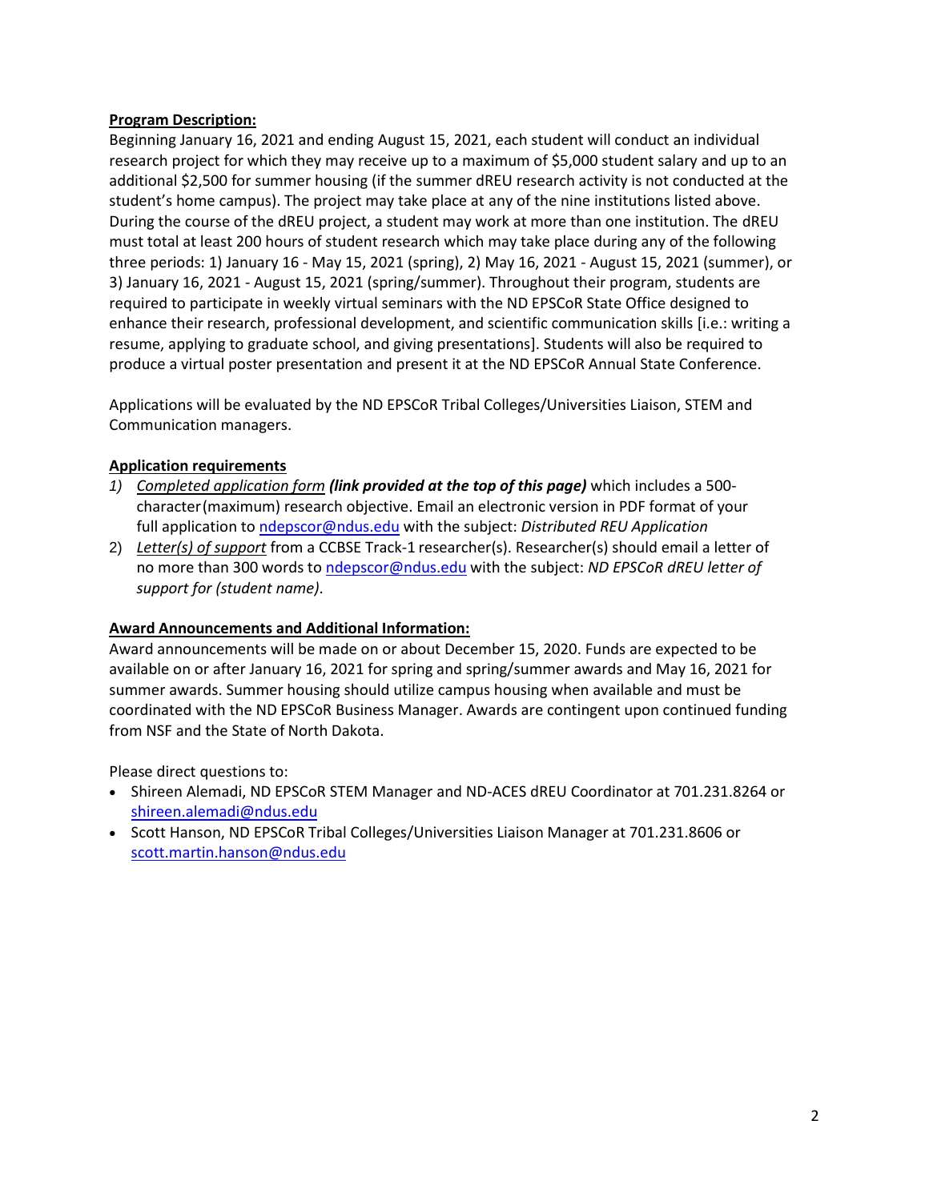**Program Description:**

Beginning January 16, 2021 and ending August 15, 2021, each student will conduct an individual research project for which they may receive up to a maximum of $5,000 student salary and up to an additional $2,500 for summer housing (if the summer dREU research activity is not conducted at the student's home campus). The project may take place at any of the nine institutions listed above. During the course of the dREU project, a student may work at more than one institution. The dREU must total at least 200 hours of student research which may take place during any of the following three periods: 1) January 16 - May 15, 2021 (spring), 2) May 16, 2021 - August 15, 2021 (summer), or 3) January 16, 2021 - August 15, 2021 (spring/summer). Throughout their program, students are required to participate in weekly virtual seminars with the ND EPSCoR State Office designed to enhance their research, professional development, and scientific communication skills [i.e.: writing a resume, applying to graduate school, and giving presentations]. Students will also be required to produce a virtual poster presentation and present it at the ND EPSCoR Annual State Conference.

Applications will be evaluated by the ND EPSCoR Tribal Colleges/Universities Liaison, STEM and Communication managers.

**Application requirements**

1) *Completed application form* ***(link provided at the top of this page)*** which includes a 500-character (maximum) research objective. Email an electronic version in PDF format of your full application to ndepscor@ndus.edu with the subject: *Distributed REU Application*
2) *Letter(s) of support* from a CCBSE Track-1 researcher(s). Researcher(s) should email a letter of no more than 300 words to ndepscor@ndus.edu with the subject: *ND EPSCoR dREU letter of support for (student name)*.

**Award Announcements and Additional Information:**

Award announcements will be made on or about December 15, 2020. Funds are expected to be available on or after January 16, 2021 for spring and spring/summer awards and May 16, 2021 for summer awards. Summer housing should utilize campus housing when available and must be coordinated with the ND EPSCoR Business Manager. Awards are contingent upon continued funding from NSF and the State of North Dakota.

Please direct questions to:

- Shireen Alemadi, ND EPSCoR STEM Manager and ND-ACES dREU Coordinator at 701.231.8264 or shireen.alemadi@ndus.edu
- Scott Hanson, ND EPSCoR Tribal Colleges/Universities Liaison Manager at 701.231.8606 or scott.martin.hanson@ndus.edu